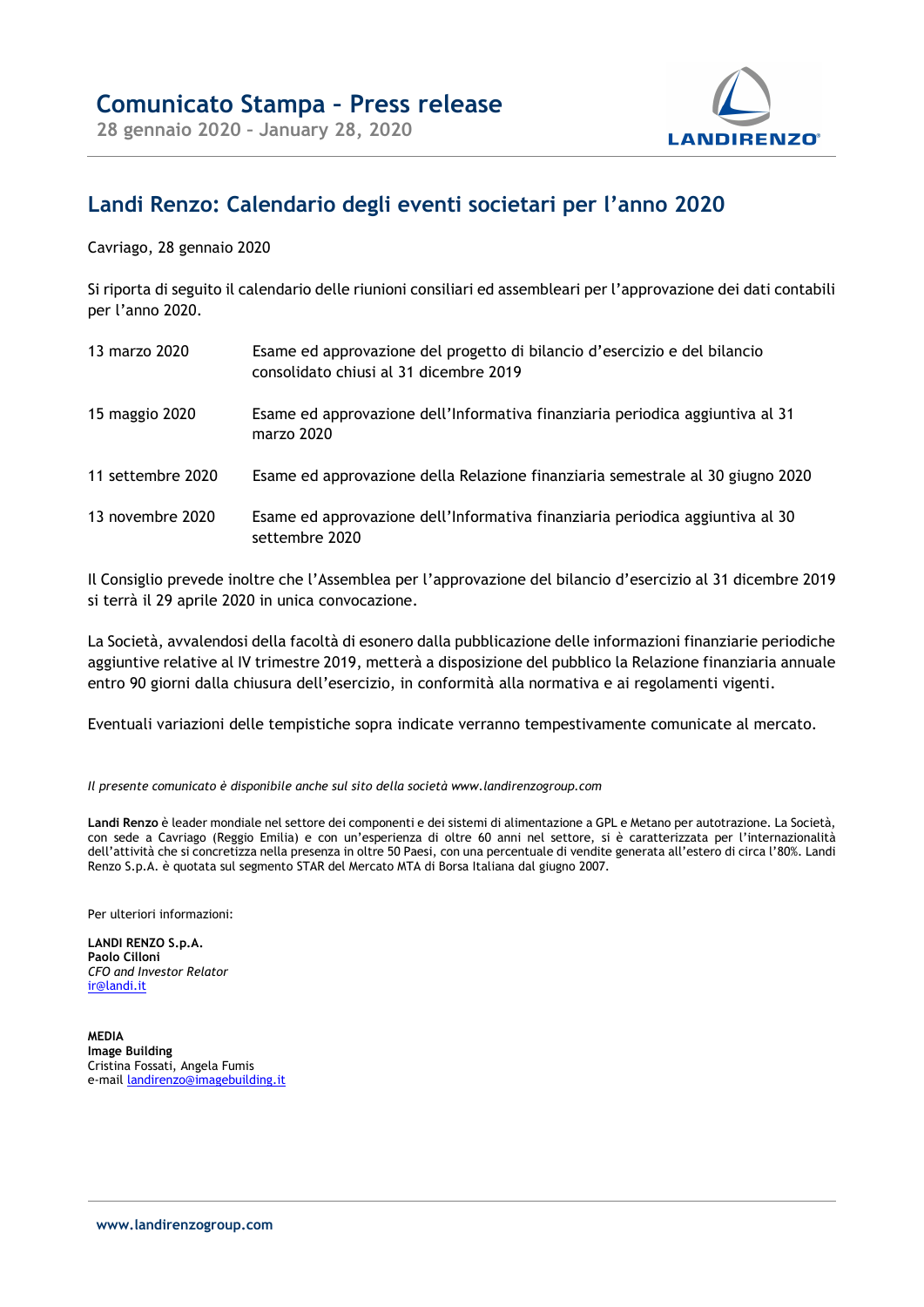# Comunicato Stampa – Press release

**28 gennaio 2020 – January 28, 2020**

## Landi Renzo: Calendario degli eventi societari per l'anno 2020

Cavriago, 28 gennaio 2020

Si riporta di seguito il calendario delle riunioni consiliari ed assembleari per l'approvazione dei dati contabili per l'anno 2020.

| | |
|---|---|
| 13 marzo 2020 | Esame ed approvazione del progetto di bilancio d'esercizio e del bilancio consolidato chiusi al 31 dicembre 2019 |
| 15 maggio 2020 | Esame ed approvazione dell'Informativa finanziaria periodica aggiuntiva al 31 marzo 2020 |
| 11 settembre 2020 | Esame ed approvazione della Relazione finanziaria semestrale al 30 giugno 2020 |
| 13 novembre 2020 | Esame ed approvazione dell'Informativa finanziaria periodica aggiuntiva al 30 settembre 2020 |

Il Consiglio prevede inoltre che l'Assemblea per l'approvazione del bilancio d'esercizio al 31 dicembre 2019 si terrà il 29 aprile 2020 in unica convocazione.

La Società, avvalendosi della facoltà di esonero dalla pubblicazione delle informazioni finanziarie periodiche aggiuntive relative al IV trimestre 2019, metterà a disposizione del pubblico la Relazione finanziaria annuale entro 90 giorni dalla chiusura dell'esercizio, in conformità alla normativa e ai regolamenti vigenti.

Eventuali variazioni delle tempistiche sopra indicate verranno tempestivamente comunicate al mercato.

*Il presente comunicato è disponibile anche sul sito della società www.landirenzogroup.com*

**Landi Renzo** è leader mondiale nel settore dei componenti e dei sistemi di alimentazione a GPL e Metano per autotrazione. La Società, con sede a Cavriago (Reggio Emilia) e con un'esperienza di oltre 60 anni nel settore, si è caratterizzata per l'internazionalità dell'attività che si concretizza nella presenza in oltre 50 Paesi, con una percentuale di vendite generata all'estero di circa l'80%. Landi Renzo S.p.A. è quotata sul segmento STAR del Mercato MTA di Borsa Italiana dal giugno 2007.

Per ulteriori informazioni:

**LANDI RENZO S.p.A.**
**Paolo Cilloni**
*CFO and Investor Relator*
ir@landi.it

**MEDIA**
**Image Building**
Cristina Fossati, Angela Fumis
e-mail landirenzo@imagebuilding.it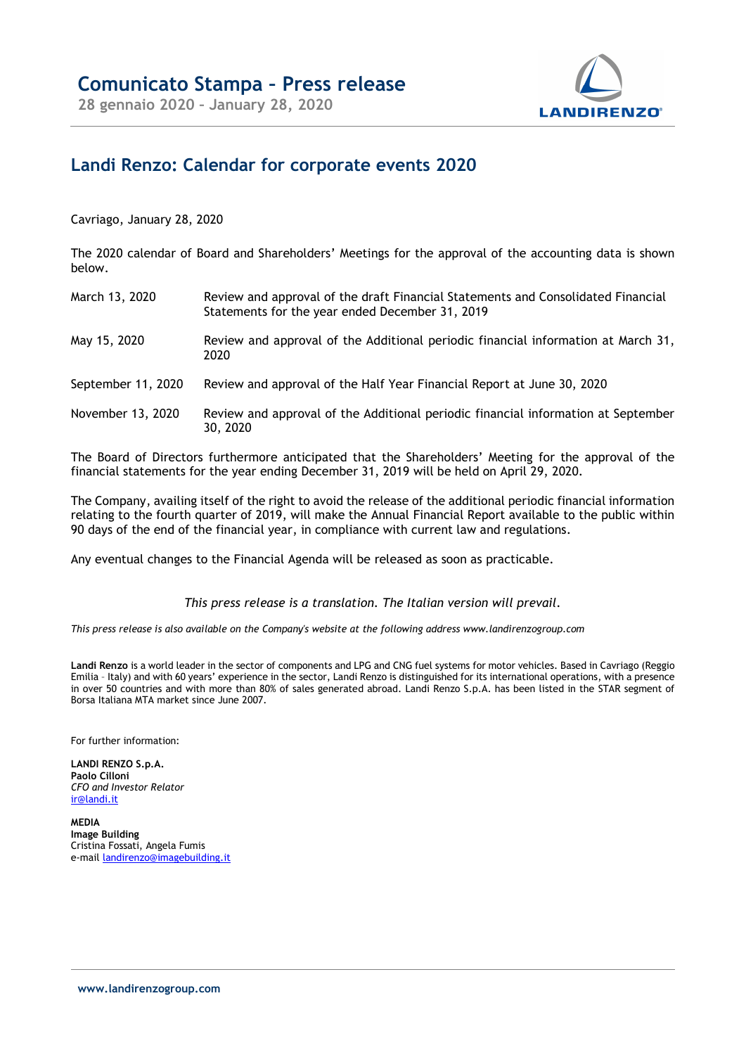# Comunicato Stampa – Press release

28 gennaio 2020 – January 28, 2020

## Landi Renzo: Calendar for corporate events 2020

Cavriago, January 28, 2020

The 2020 calendar of Board and Shareholders' Meetings for the approval of the accounting data is shown below.

| | |
|---|---|
| March 13, 2020 | Review and approval of the draft Financial Statements and Consolidated Financial Statements for the year ended December 31, 2019 |
| May 15, 2020 | Review and approval of the Additional periodic financial information at March 31, 2020 |
| September 11, 2020 | Review and approval of the Half Year Financial Report at June 30, 2020 |
| November 13, 2020 | Review and approval of the Additional periodic financial information at September 30, 2020 |

The Board of Directors furthermore anticipated that the Shareholders' Meeting for the approval of the financial statements for the year ending December 31, 2019 will be held on April 29, 2020.

The Company, availing itself of the right to avoid the release of the additional periodic financial information relating to the fourth quarter of 2019, will make the Annual Financial Report available to the public within 90 days of the end of the financial year, in compliance with current law and regulations.

Any eventual changes to the Financial Agenda will be released as soon as practicable.

*This press release is a translation. The Italian version will prevail.*

*This press release is also available on the Company's website at the following address www.landirenzogroup.com*

**Landi Renzo** is a world leader in the sector of components and LPG and CNG fuel systems for motor vehicles. Based in Cavriago (Reggio Emilia – Italy) and with 60 years' experience in the sector, Landi Renzo is distinguished for its international operations, with a presence in over 50 countries and with more than 80% of sales generated abroad. Landi Renzo S.p.A. has been listed in the STAR segment of Borsa Italiana MTA market since June 2007.

For further information:

**LANDI RENZO S.p.A.**
**Paolo Cilloni**
*CFO and Investor Relator*
ir@landi.it

**MEDIA**
**Image Building**
Cristina Fossati, Angela Fumis
e-mail landirenzo@imagebuilding.it